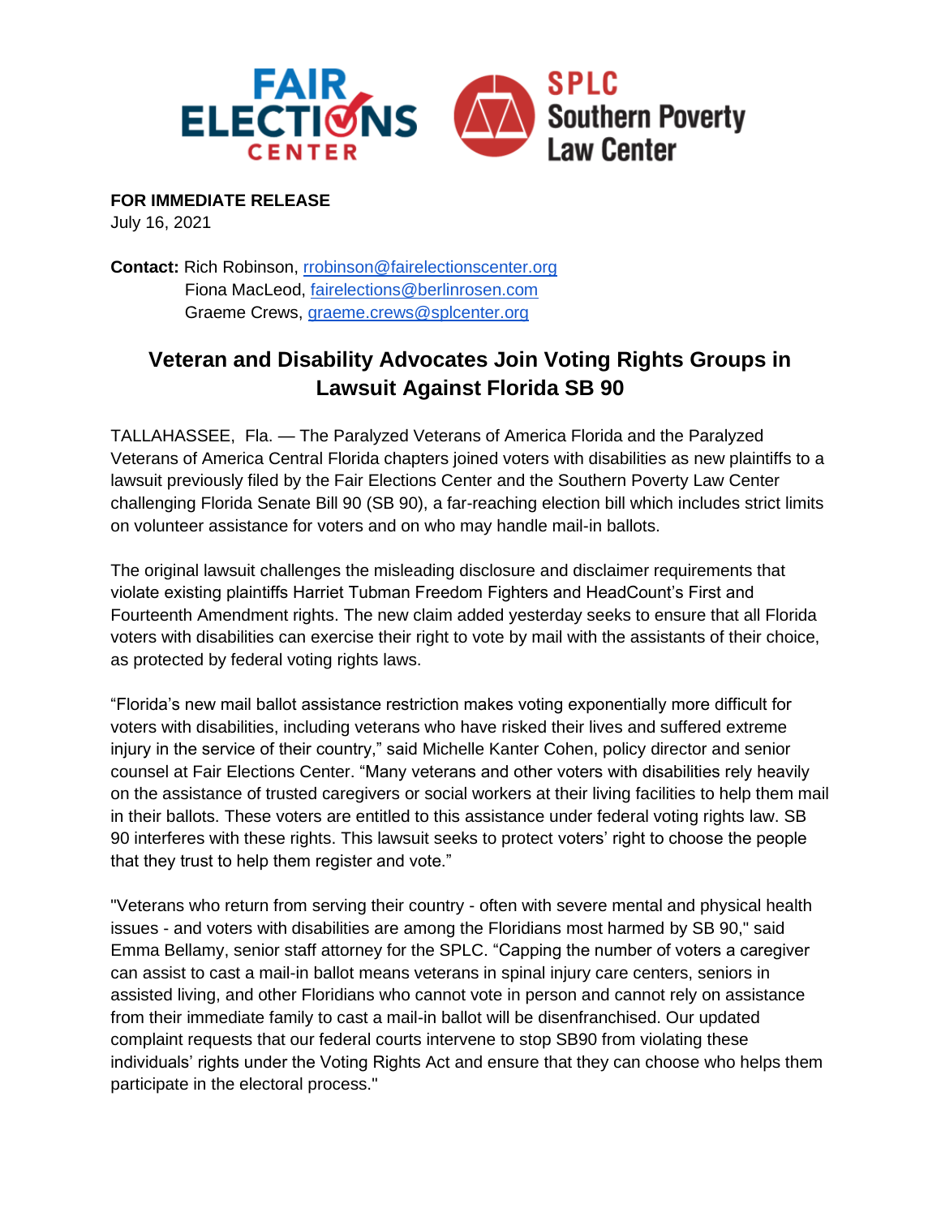**FOR IMMEDIATE RELEASE**
July 16, 2021

**Contact:** Rich Robinson, rrobinson@fairelectionscenter.org
Fiona MacLeod, fairelections@berlinrosen.com
Graeme Crews, graeme.crews@splcenter.org

# Veteran and Disability Advocates Join Voting Rights Groups in Lawsuit Against Florida SB 90

TALLAHASSEE, Fla. — The Paralyzed Veterans of America Florida and the Paralyzed Veterans of America Central Florida chapters joined voters with disabilities as new plaintiffs to a lawsuit previously filed by the Fair Elections Center and the Southern Poverty Law Center challenging Florida Senate Bill 90 (SB 90), a far-reaching election bill which includes strict limits on volunteer assistance for voters and on who may handle mail-in ballots.

The original lawsuit challenges the misleading disclosure and disclaimer requirements that violate existing plaintiffs Harriet Tubman Freedom Fighters and HeadCount's First and Fourteenth Amendment rights. The new claim added yesterday seeks to ensure that all Florida voters with disabilities can exercise their right to vote by mail with the assistants of their choice, as protected by federal voting rights laws.

"Florida's new mail ballot assistance restriction makes voting exponentially more difficult for voters with disabilities, including veterans who have risked their lives and suffered extreme injury in the service of their country," said Michelle Kanter Cohen, policy director and senior counsel at Fair Elections Center. "Many veterans and other voters with disabilities rely heavily on the assistance of trusted caregivers or social workers at their living facilities to help them mail in their ballots. These voters are entitled to this assistance under federal voting rights law. SB 90 interferes with these rights. This lawsuit seeks to protect voters' right to choose the people that they trust to help them register and vote."

"Veterans who return from serving their country - often with severe mental and physical health issues - and voters with disabilities are among the Floridians most harmed by SB 90," said Emma Bellamy, senior staff attorney for the SPLC. "Capping the number of voters a caregiver can assist to cast a mail-in ballot means veterans in spinal injury care centers, seniors in assisted living, and other Floridians who cannot vote in person and cannot rely on assistance from their immediate family to cast a mail-in ballot will be disenfranchised. Our updated complaint requests that our federal courts intervene to stop SB90 from violating these individuals' rights under the Voting Rights Act and ensure that they can choose who helps them participate in the electoral process."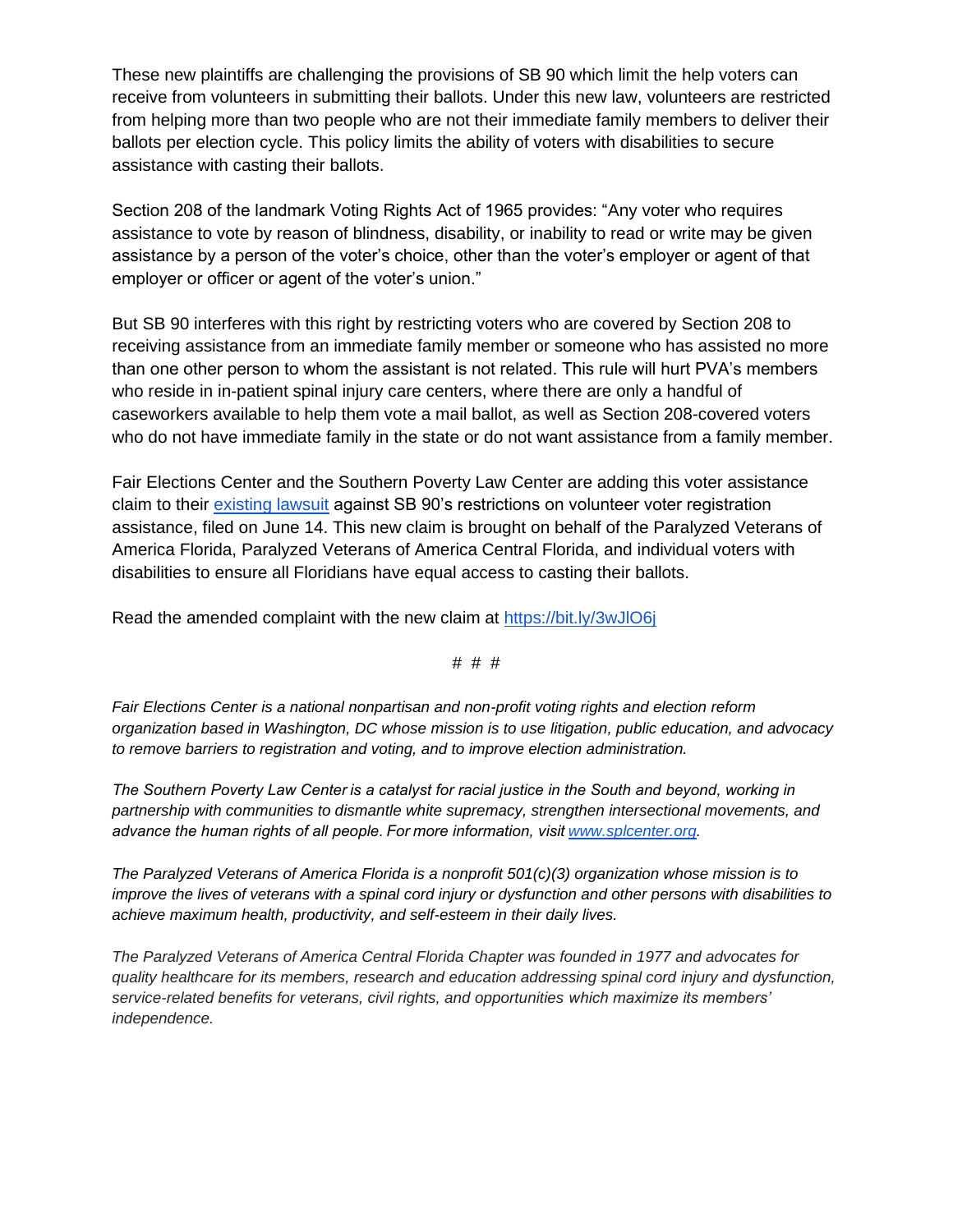These new plaintiffs are challenging the provisions of SB 90 which limit the help voters can receive from volunteers in submitting their ballots. Under this new law, volunteers are restricted from helping more than two people who are not their immediate family members to deliver their ballots per election cycle. This policy limits the ability of voters with disabilities to secure assistance with casting their ballots.

Section 208 of the landmark Voting Rights Act of 1965 provides: "Any voter who requires assistance to vote by reason of blindness, disability, or inability to read or write may be given assistance by a person of the voter's choice, other than the voter's employer or agent of that employer or officer or agent of the voter's union."

But SB 90 interferes with this right by restricting voters who are covered by Section 208 to receiving assistance from an immediate family member or someone who has assisted no more than one other person to whom the assistant is not related. This rule will hurt PVA's members who reside in in-patient spinal injury care centers, where there are only a handful of caseworkers available to help them vote a mail ballot, as well as Section 208-covered voters who do not have immediate family in the state or do not want assistance from a family member.

Fair Elections Center and the Southern Poverty Law Center are adding this voter assistance claim to their [existing lawsuit](https://bit.ly/3wJlO6j) against SB 90's restrictions on volunteer voter registration assistance, filed on June 14. This new claim is brought on behalf of the Paralyzed Veterans of America Florida, Paralyzed Veterans of America Central Florida, and individual voters with disabilities to ensure all Floridians have equal access to casting their ballots.

Read the amended complaint with the new claim at [https://bit.ly/3wJlO6j](https://bit.ly/3wJlO6j)

# # #

*Fair Elections Center is a national nonpartisan and non-profit voting rights and election reform organization based in Washington, DC whose mission is to use litigation, public education, and advocacy to remove barriers to registration and voting, and to improve election administration.*

*The Southern Poverty Law Center is a catalyst for racial justice in the South and beyond, working in partnership with communities to dismantle white supremacy, strengthen intersectional movements, and advance the human rights of all people. For more information, visit [www.splcenter.org](http://www.splcenter.org).*

*The Paralyzed Veterans of America Florida is a nonprofit 501(c)(3) organization whose mission is to improve the lives of veterans with a spinal cord injury or dysfunction and other persons with disabilities to achieve maximum health, productivity, and self-esteem in their daily lives.*

*The Paralyzed Veterans of America Central Florida Chapter was founded in 1977 and advocates for quality healthcare for its members, research and education addressing spinal cord injury and dysfunction, service-related benefits for veterans, civil rights, and opportunities which maximize its members' independence.*